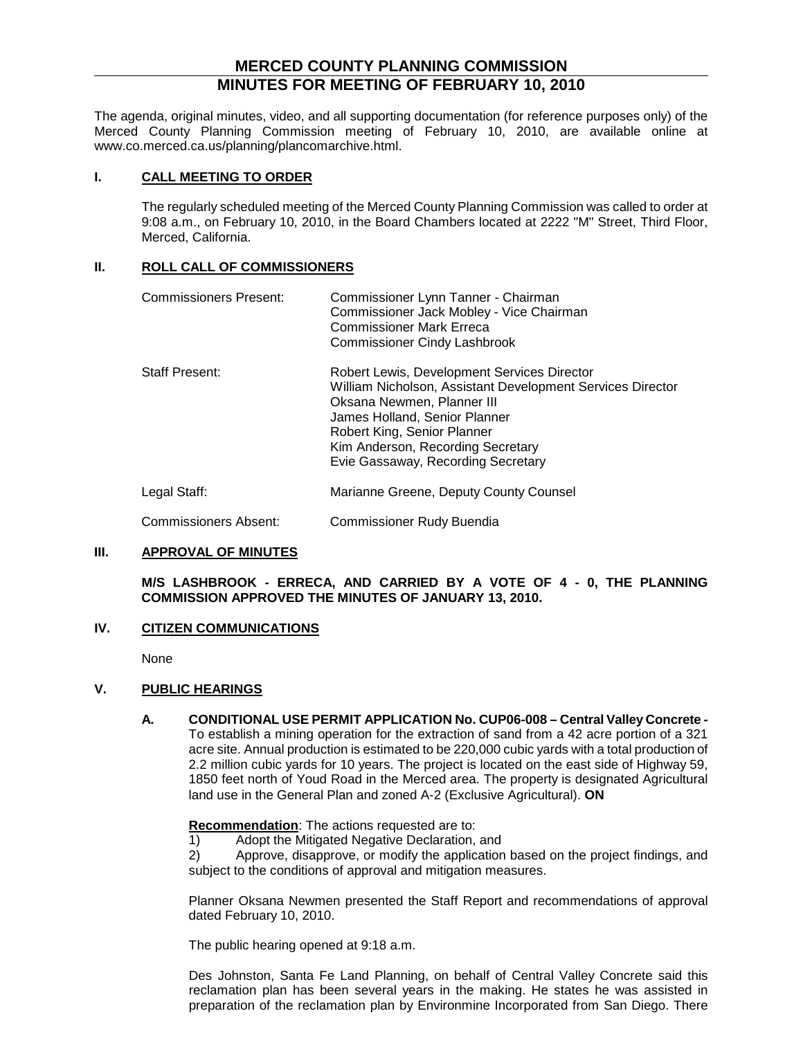# MERCED COUNTY PLANNING COMMISSION
# MINUTES FOR MEETING OF FEBRUARY 10, 2010

The agenda, original minutes, video, and all supporting documentation (for reference purposes only) of the Merced County Planning Commission meeting of February 10, 2010, are available online at www.co.merced.ca.us/planning/plancomarchive.html.

## I. CALL MEETING TO ORDER

The regularly scheduled meeting of the Merced County Planning Commission was called to order at 9:08 a.m., on February 10, 2010, in the Board Chambers located at 2222 "M" Street, Third Floor, Merced, California.

## II. ROLL CALL OF COMMISSIONERS

| | |
|---|---|
| Commissioners Present: | Commissioner Lynn Tanner - Chairman<br>Commissioner Jack Mobley - Vice Chairman<br>Commissioner Mark Erreca<br>Commissioner Cindy Lashbrook |
| Staff Present: | Robert Lewis, Development Services Director<br>William Nicholson, Assistant Development Services Director<br>Oksana Newmen, Planner III<br>James Holland, Senior Planner<br>Robert King, Senior Planner<br>Kim Anderson, Recording Secretary<br>Evie Gassaway, Recording Secretary |
| Legal Staff: | Marianne Greene, Deputy County Counsel |
| Commissioners Absent: | Commissioner Rudy Buendia |

## III. APPROVAL OF MINUTES

**M/S LASHBROOK - ERRECA, AND CARRIED BY A VOTE OF 4 - 0, THE PLANNING COMMISSION APPROVED THE MINUTES OF JANUARY 13, 2010.**

## IV. CITIZEN COMMUNICATIONS

None

## V. PUBLIC HEARINGS

**A. CONDITIONAL USE PERMIT APPLICATION No. CUP06-008 – Central Valley Concrete -** To establish a mining operation for the extraction of sand from a 42 acre portion of a 321 acre site. Annual production is estimated to be 220,000 cubic yards with a total production of 2.2 million cubic yards for 10 years. The project is located on the east side of Highway 59, 1850 feet north of Youd Road in the Merced area. The property is designated Agricultural land use in the General Plan and zoned A-2 (Exclusive Agricultural). **ON**

**Recommendation**: The actions requested are to:

1) Adopt the Mitigated Negative Declaration, and

2) Approve, disapprove, or modify the application based on the project findings, and subject to the conditions of approval and mitigation measures.

Planner Oksana Newmen presented the Staff Report and recommendations of approval dated February 10, 2010.

The public hearing opened at 9:18 a.m.

Des Johnston, Santa Fe Land Planning, on behalf of Central Valley Concrete said this reclamation plan has been several years in the making. He states he was assisted in preparation of the reclamation plan by Environmine Incorporated from San Diego. There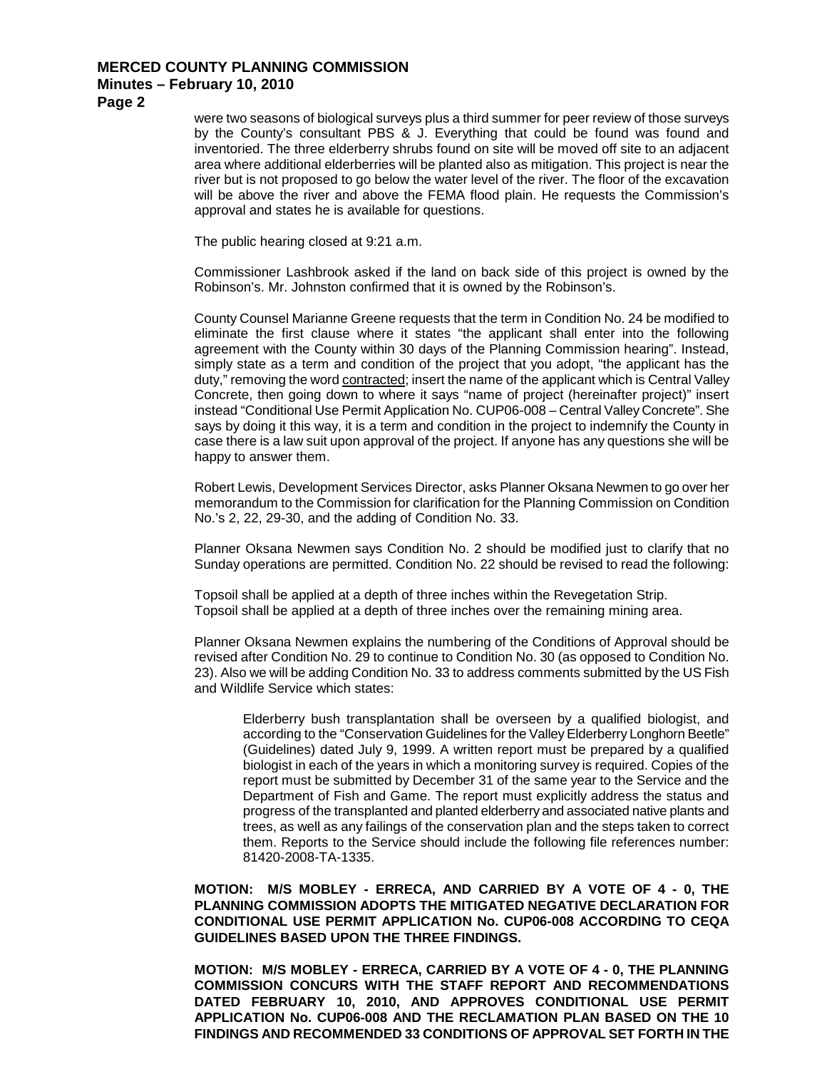were two seasons of biological surveys plus a third summer for peer review of those surveys by the County's consultant PBS & J. Everything that could be found was found and inventoried. The three elderberry shrubs found on site will be moved off site to an adjacent area where additional elderberries will be planted also as mitigation. This project is near the river but is not proposed to go below the water level of the river. The floor of the excavation will be above the river and above the FEMA flood plain. He requests the Commission's approval and states he is available for questions.

The public hearing closed at 9:21 a.m.

Commissioner Lashbrook asked if the land on back side of this project is owned by the Robinson's. Mr. Johnston confirmed that it is owned by the Robinson's.

County Counsel Marianne Greene requests that the term in Condition No. 24 be modified to eliminate the first clause where it states "the applicant shall enter into the following agreement with the County within 30 days of the Planning Commission hearing". Instead, simply state as a term and condition of the project that you adopt, "the applicant has the duty," removing the word contracted; insert the name of the applicant which is Central Valley Concrete, then going down to where it says "name of project (hereinafter project)" insert instead "Conditional Use Permit Application No. CUP06-008 – Central Valley Concrete". She says by doing it this way, it is a term and condition in the project to indemnify the County in case there is a law suit upon approval of the project. If anyone has any questions she will be happy to answer them.

Robert Lewis, Development Services Director, asks Planner Oksana Newmen to go over her memorandum to the Commission for clarification for the Planning Commission on Condition No.'s 2, 22, 29-30, and the adding of Condition No. 33.

Planner Oksana Newmen says Condition No. 2 should be modified just to clarify that no Sunday operations are permitted. Condition No. 22 should be revised to read the following:

Topsoil shall be applied at a depth of three inches within the Revegetation Strip.
Topsoil shall be applied at a depth of three inches over the remaining mining area.

Planner Oksana Newmen explains the numbering of the Conditions of Approval should be revised after Condition No. 29 to continue to Condition No. 30 (as opposed to Condition No. 23). Also we will be adding Condition No. 33 to address comments submitted by the US Fish and Wildlife Service which states:

> Elderberry bush transplantation shall be overseen by a qualified biologist, and according to the "Conservation Guidelines for the Valley Elderberry Longhorn Beetle" (Guidelines) dated July 9, 1999. A written report must be prepared by a qualified biologist in each of the years in which a monitoring survey is required. Copies of the report must be submitted by December 31 of the same year to the Service and the Department of Fish and Game. The report must explicitly address the status and progress of the transplanted and planted elderberry and associated native plants and trees, as well as any failings of the conservation plan and the steps taken to correct them. Reports to the Service should include the following file references number: 81420-2008-TA-1335.

**MOTION: M/S MOBLEY - ERRECA, AND CARRIED BY A VOTE OF 4 - 0, THE PLANNING COMMISSION ADOPTS THE MITIGATED NEGATIVE DECLARATION FOR CONDITIONAL USE PERMIT APPLICATION No. CUP06-008 ACCORDING TO CEQA GUIDELINES BASED UPON THE THREE FINDINGS.**

**MOTION: M/S MOBLEY - ERRECA, CARRIED BY A VOTE OF 4 - 0, THE PLANNING COMMISSION CONCURS WITH THE STAFF REPORT AND RECOMMENDATIONS DATED FEBRUARY 10, 2010, AND APPROVES CONDITIONAL USE PERMIT APPLICATION No. CUP06-008 AND THE RECLAMATION PLAN BASED ON THE 10 FINDINGS AND RECOMMENDED 33 CONDITIONS OF APPROVAL SET FORTH IN THE**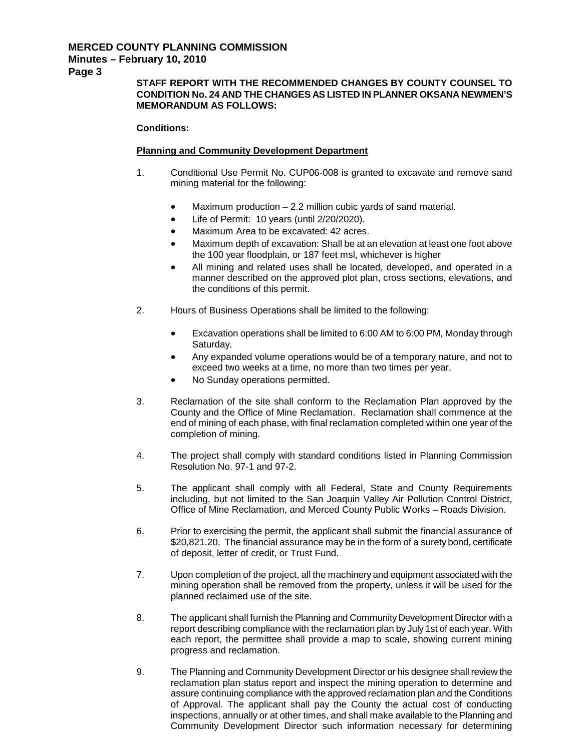**STAFF REPORT WITH THE RECOMMENDED CHANGES BY COUNTY COUNSEL TO CONDITION No. 24 AND THE CHANGES AS LISTED IN PLANNER OKSANA NEWMEN'S MEMORANDUM AS FOLLOWS:**

**Conditions:**

**Planning and Community Development Department**

1. Conditional Use Permit No. CUP06-008 is granted to excavate and remove sand mining material for the following:

   - Maximum production – 2.2 million cubic yards of sand material.
   - Life of Permit: 10 years (until 2/20/2020).
   - Maximum Area to be excavated: 42 acres.
   - Maximum depth of excavation: Shall be at an elevation at least one foot above the 100 year floodplain, or 187 feet msl, whichever is higher
   - All mining and related uses shall be located, developed, and operated in a manner described on the approved plot plan, cross sections, elevations, and the conditions of this permit.

2. Hours of Business Operations shall be limited to the following:

   - Excavation operations shall be limited to 6:00 AM to 6:00 PM, Monday through Saturday.
   - Any expanded volume operations would be of a temporary nature, and not to exceed two weeks at a time, no more than two times per year.
   - No Sunday operations permitted.

3. Reclamation of the site shall conform to the Reclamation Plan approved by the County and the Office of Mine Reclamation. Reclamation shall commence at the end of mining of each phase, with final reclamation completed within one year of the completion of mining.

4. The project shall comply with standard conditions listed in Planning Commission Resolution No. 97-1 and 97-2.

5. The applicant shall comply with all Federal, State and County Requirements including, but not limited to the San Joaquin Valley Air Pollution Control District, Office of Mine Reclamation, and Merced County Public Works – Roads Division.

6. Prior to exercising the permit, the applicant shall submit the financial assurance of $20,821.20. The financial assurance may be in the form of a surety bond, certificate of deposit, letter of credit, or Trust Fund.

7. Upon completion of the project, all the machinery and equipment associated with the mining operation shall be removed from the property, unless it will be used for the planned reclaimed use of the site.

8. The applicant shall furnish the Planning and Community Development Director with a report describing compliance with the reclamation plan by July 1st of each year. With each report, the permittee shall provide a map to scale, showing current mining progress and reclamation.

9. The Planning and Community Development Director or his designee shall review the reclamation plan status report and inspect the mining operation to determine and assure continuing compliance with the approved reclamation plan and the Conditions of Approval. The applicant shall pay the County the actual cost of conducting inspections, annually or at other times, and shall make available to the Planning and Community Development Director such information necessary for determining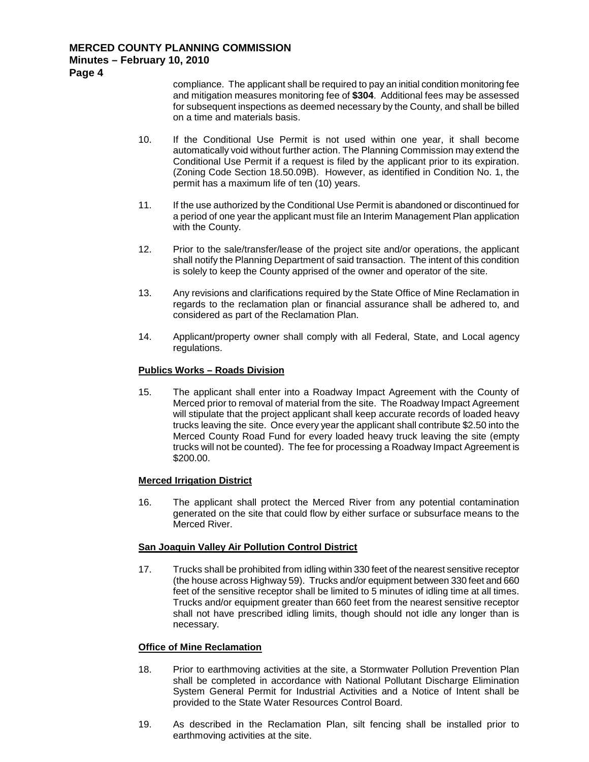compliance. The applicant shall be required to pay an initial condition monitoring fee and mitigation measures monitoring fee of **$304**. Additional fees may be assessed for subsequent inspections as deemed necessary by the County, and shall be billed on a time and materials basis.

10. If the Conditional Use Permit is not used within one year, it shall become automatically void without further action. The Planning Commission may extend the Conditional Use Permit if a request is filed by the applicant prior to its expiration. (Zoning Code Section 18.50.09B). However, as identified in Condition No. 1, the permit has a maximum life of ten (10) years.

11. If the use authorized by the Conditional Use Permit is abandoned or discontinued for a period of one year the applicant must file an Interim Management Plan application with the County.

12. Prior to the sale/transfer/lease of the project site and/or operations, the applicant shall notify the Planning Department of said transaction. The intent of this condition is solely to keep the County apprised of the owner and operator of the site.

13. Any revisions and clarifications required by the State Office of Mine Reclamation in regards to the reclamation plan or financial assurance shall be adhered to, and considered as part of the Reclamation Plan.

14. Applicant/property owner shall comply with all Federal, State, and Local agency regulations.

**Publics Works – Roads Division**

15. The applicant shall enter into a Roadway Impact Agreement with the County of Merced prior to removal of material from the site. The Roadway Impact Agreement will stipulate that the project applicant shall keep accurate records of loaded heavy trucks leaving the site. Once every year the applicant shall contribute $2.50 into the Merced County Road Fund for every loaded heavy truck leaving the site (empty trucks will not be counted). The fee for processing a Roadway Impact Agreement is $200.00.

**Merced Irrigation District**

16. The applicant shall protect the Merced River from any potential contamination generated on the site that could flow by either surface or subsurface means to the Merced River.

**San Joaquin Valley Air Pollution Control District**

17. Trucks shall be prohibited from idling within 330 feet of the nearest sensitive receptor (the house across Highway 59). Trucks and/or equipment between 330 feet and 660 feet of the sensitive receptor shall be limited to 5 minutes of idling time at all times. Trucks and/or equipment greater than 660 feet from the nearest sensitive receptor shall not have prescribed idling limits, though should not idle any longer than is necessary.

**Office of Mine Reclamation**

18. Prior to earthmoving activities at the site, a Stormwater Pollution Prevention Plan shall be completed in accordance with National Pollutant Discharge Elimination System General Permit for Industrial Activities and a Notice of Intent shall be provided to the State Water Resources Control Board.

19. As described in the Reclamation Plan, silt fencing shall be installed prior to earthmoving activities at the site.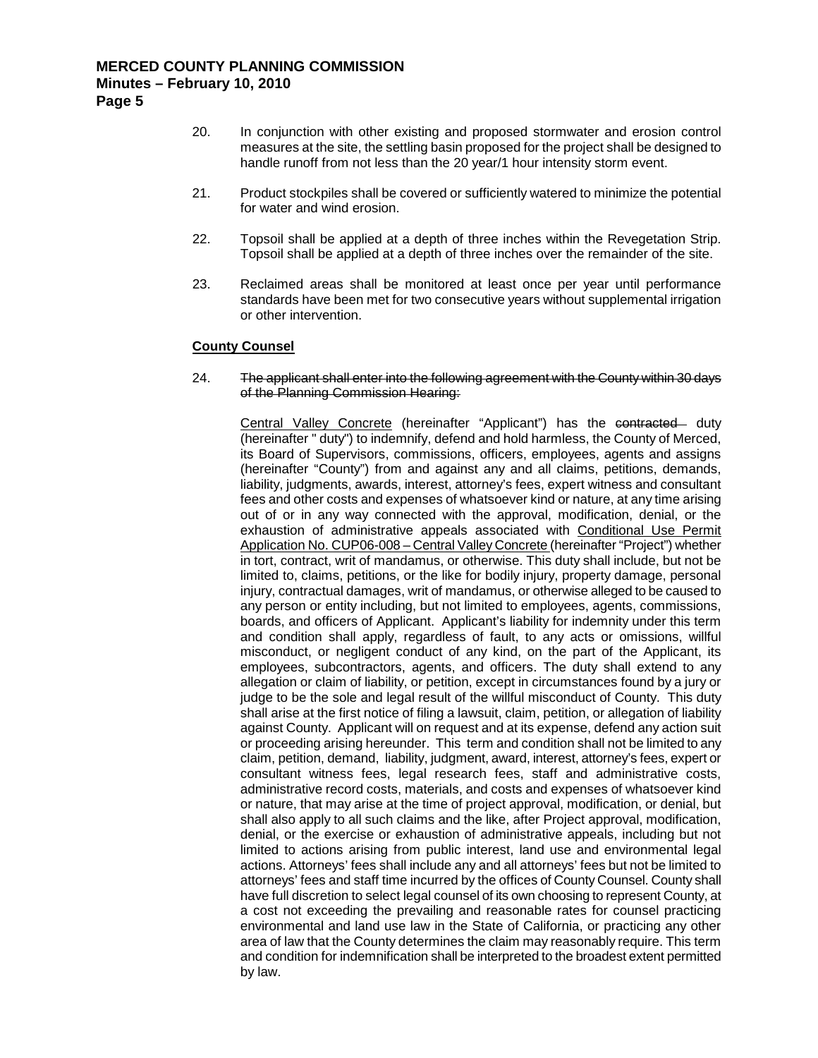20. In conjunction with other existing and proposed stormwater and erosion control measures at the site, the settling basin proposed for the project shall be designed to handle runoff from not less than the 20 year/1 hour intensity storm event.

21. Product stockpiles shall be covered or sufficiently watered to minimize the potential for water and wind erosion.

22. Topsoil shall be applied at a depth of three inches within the Revegetation Strip. Topsoil shall be applied at a depth of three inches over the remainder of the site.

23. Reclaimed areas shall be monitored at least once per year until performance standards have been met for two consecutive years without supplemental irrigation or other intervention.

**County Counsel**

24. ~~The applicant shall enter into the following agreement with the County within 30 days of the Planning Commission Hearing:~~

Central Valley Concrete (hereinafter "Applicant") has the ~~contracted~~ duty (hereinafter " duty") to indemnify, defend and hold harmless, the County of Merced, its Board of Supervisors, commissions, officers, employees, agents and assigns (hereinafter "County") from and against any and all claims, petitions, demands, liability, judgments, awards, interest, attorney's fees, expert witness and consultant fees and other costs and expenses of whatsoever kind or nature, at any time arising out of or in any way connected with the approval, modification, denial, or the exhaustion of administrative appeals associated with Conditional Use Permit Application No. CUP06-008 – Central Valley Concrete (hereinafter "Project") whether in tort, contract, writ of mandamus, or otherwise. This duty shall include, but not be limited to, claims, petitions, or the like for bodily injury, property damage, personal injury, contractual damages, writ of mandamus, or otherwise alleged to be caused to any person or entity including, but not limited to employees, agents, commissions, boards, and officers of Applicant. Applicant's liability for indemnity under this term and condition shall apply, regardless of fault, to any acts or omissions, willful misconduct, or negligent conduct of any kind, on the part of the Applicant, its employees, subcontractors, agents, and officers. The duty shall extend to any allegation or claim of liability, or petition, except in circumstances found by a jury or judge to be the sole and legal result of the willful misconduct of County. This duty shall arise at the first notice of filing a lawsuit, claim, petition, or allegation of liability against County. Applicant will on request and at its expense, defend any action suit or proceeding arising hereunder. This term and condition shall not be limited to any claim, petition, demand, liability, judgment, award, interest, attorney's fees, expert or consultant witness fees, legal research fees, staff and administrative costs, administrative record costs, materials, and costs and expenses of whatsoever kind or nature, that may arise at the time of project approval, modification, or denial, but shall also apply to all such claims and the like, after Project approval, modification, denial, or the exercise or exhaustion of administrative appeals, including but not limited to actions arising from public interest, land use and environmental legal actions. Attorneys' fees shall include any and all attorneys' fees but not be limited to attorneys' fees and staff time incurred by the offices of County Counsel. County shall have full discretion to select legal counsel of its own choosing to represent County, at a cost not exceeding the prevailing and reasonable rates for counsel practicing environmental and land use law in the State of California, or practicing any other area of law that the County determines the claim may reasonably require. This term and condition for indemnification shall be interpreted to the broadest extent permitted by law.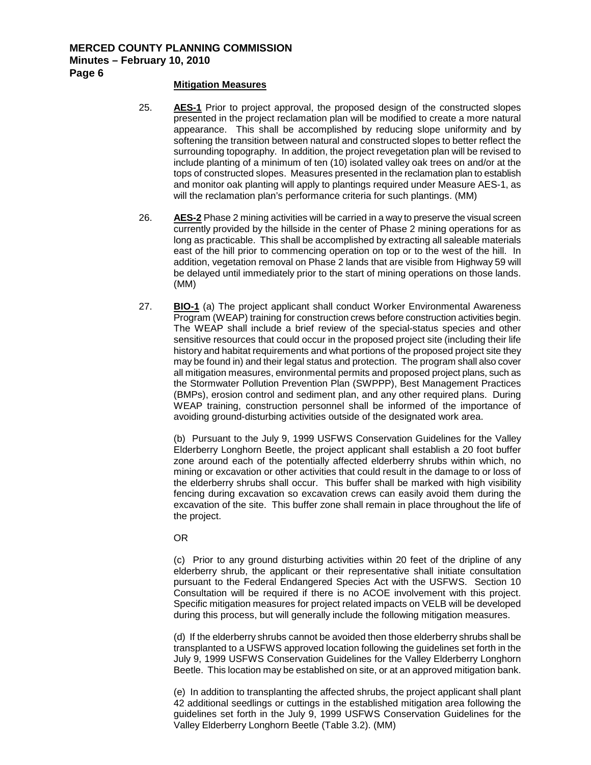**Mitigation Measures**

25. **AES-1** Prior to project approval, the proposed design of the constructed slopes presented in the project reclamation plan will be modified to create a more natural appearance. This shall be accomplished by reducing slope uniformity and by softening the transition between natural and constructed slopes to better reflect the surrounding topography. In addition, the project revegetation plan will be revised to include planting of a minimum of ten (10) isolated valley oak trees on and/or at the tops of constructed slopes. Measures presented in the reclamation plan to establish and monitor oak planting will apply to plantings required under Measure AES-1, as will the reclamation plan's performance criteria for such plantings. (MM)

26. **AES-2** Phase 2 mining activities will be carried in a way to preserve the visual screen currently provided by the hillside in the center of Phase 2 mining operations for as long as practicable. This shall be accomplished by extracting all saleable materials east of the hill prior to commencing operation on top or to the west of the hill. In addition, vegetation removal on Phase 2 lands that are visible from Highway 59 will be delayed until immediately prior to the start of mining operations on those lands. (MM)

27. **BIO-1** (a) The project applicant shall conduct Worker Environmental Awareness Program (WEAP) training for construction crews before construction activities begin. The WEAP shall include a brief review of the special-status species and other sensitive resources that could occur in the proposed project site (including their life history and habitat requirements and what portions of the proposed project site they may be found in) and their legal status and protection. The program shall also cover all mitigation measures, environmental permits and proposed project plans, such as the Stormwater Pollution Prevention Plan (SWPPP), Best Management Practices (BMPs), erosion control and sediment plan, and any other required plans. During WEAP training, construction personnel shall be informed of the importance of avoiding ground-disturbing activities outside of the designated work area.

    (b) Pursuant to the July 9, 1999 USFWS Conservation Guidelines for the Valley Elderberry Longhorn Beetle, the project applicant shall establish a 20 foot buffer zone around each of the potentially affected elderberry shrubs within which, no mining or excavation or other activities that could result in the damage to or loss of the elderberry shrubs shall occur. This buffer shall be marked with high visibility fencing during excavation so excavation crews can easily avoid them during the excavation of the site. This buffer zone shall remain in place throughout the life of the project.

    OR

    (c) Prior to any ground disturbing activities within 20 feet of the dripline of any elderberry shrub, the applicant or their representative shall initiate consultation pursuant to the Federal Endangered Species Act with the USFWS. Section 10 Consultation will be required if there is no ACOE involvement with this project. Specific mitigation measures for project related impacts on VELB will be developed during this process, but will generally include the following mitigation measures.

    (d) If the elderberry shrubs cannot be avoided then those elderberry shrubs shall be transplanted to a USFWS approved location following the guidelines set forth in the July 9, 1999 USFWS Conservation Guidelines for the Valley Elderberry Longhorn Beetle. This location may be established on site, or at an approved mitigation bank.

    (e) In addition to transplanting the affected shrubs, the project applicant shall plant 42 additional seedlings or cuttings in the established mitigation area following the guidelines set forth in the July 9, 1999 USFWS Conservation Guidelines for the Valley Elderberry Longhorn Beetle (Table 3.2). (MM)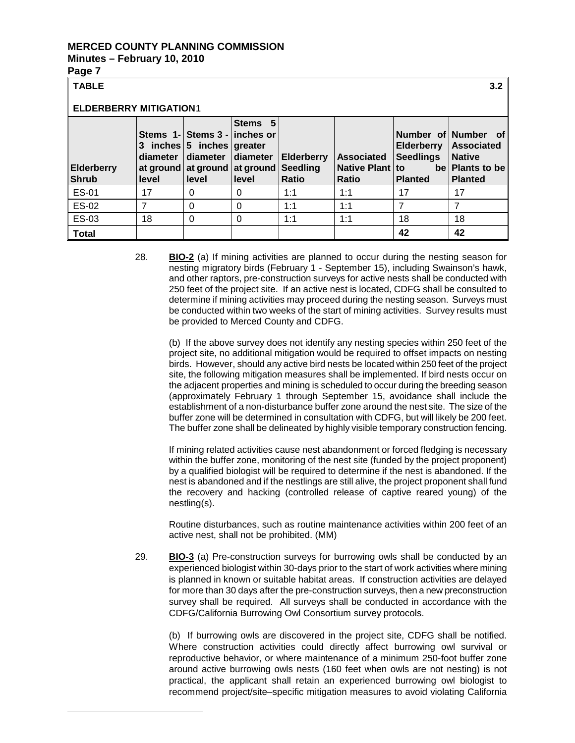**TABLE 3.2**

**ELDERBERRY MITIGATION**[1]

| Elderberry Shrub | Stems 1-3 inches diameter at ground level | Stems 3 - 5 inches diameter at ground level | Stems 5 inches or greater diameter at ground level | Elderberry Seedling Ratio | Associated Native Plant Ratio | Number of Elderberry Seedlings to be Planted | Number of Associated Native Plants to be Planted |
|---|---|---|---|---|---|---|---|
| ES-01 | 17 | 0 | 0 | 1:1 | 1:1 | 17 | 17 |
| ES-02 | 7 | 0 | 0 | 1:1 | 1:1 | 7 | 7 |
| ES-03 | 18 | 0 | 0 | 1:1 | 1:1 | 18 | 18 |
| **Total** | | | | | | **42** | **42** |

28. **BIO-2** (a) If mining activities are planned to occur during the nesting season for nesting migratory birds (February 1 - September 15), including Swainson's hawk, and other raptors, pre-construction surveys for active nests shall be conducted with 250 feet of the project site. If an active nest is located, CDFG shall be consulted to determine if mining activities may proceed during the nesting season. Surveys must be conducted within two weeks of the start of mining activities. Survey results must be provided to Merced County and CDFG.

    (b) If the above survey does not identify any nesting species within 250 feet of the project site, no additional mitigation would be required to offset impacts on nesting birds. However, should any active bird nests be located within 250 feet of the project site, the following mitigation measures shall be implemented. If bird nests occur on the adjacent properties and mining is scheduled to occur during the breeding season (approximately February 1 through September 15, avoidance shall include the establishment of a non-disturbance buffer zone around the nest site. The size of the buffer zone will be determined in consultation with CDFG, but will likely be 200 feet. The buffer zone shall be delineated by highly visible temporary construction fencing.

    If mining related activities cause nest abandonment or forced fledging is necessary within the buffer zone, monitoring of the nest site (funded by the project proponent) by a qualified biologist will be required to determine if the nest is abandoned. If the nest is abandoned and if the nestlings are still alive, the project proponent shall fund the recovery and hacking (controlled release of captive reared young) of the nestling(s).

    Routine disturbances, such as routine maintenance activities within 200 feet of an active nest, shall not be prohibited. (MM)

29. **BIO-3** (a) Pre-construction surveys for burrowing owls shall be conducted by an experienced biologist within 30-days prior to the start of work activities where mining is planned in known or suitable habitat areas. If construction activities are delayed for more than 30 days after the pre-construction surveys, then a new preconstruction survey shall be required. All surveys shall be conducted in accordance with the CDFG/California Burrowing Owl Consortium survey protocols.

    (b) If burrowing owls are discovered in the project site, CDFG shall be notified. Where construction activities could directly affect burrowing owl survival or reproductive behavior, or where maintenance of a minimum 250-foot buffer zone around active burrowing owls nests (160 feet when owls are not nesting) is not practical, the applicant shall retain an experienced burrowing owl biologist to recommend project/site–specific mitigation measures to avoid violating California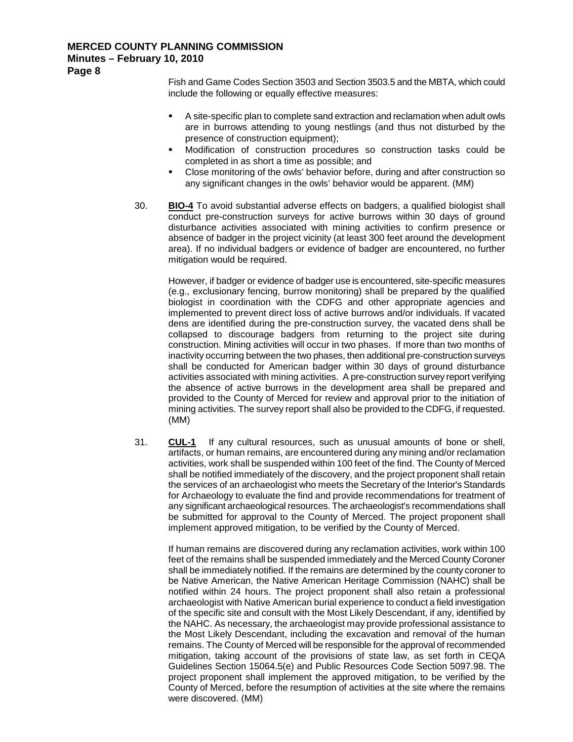Fish and Game Codes Section 3503 and Section 3503.5 and the MBTA, which could include the following or equally effective measures:

- A site-specific plan to complete sand extraction and reclamation when adult owls are in burrows attending to young nestlings (and thus not disturbed by the presence of construction equipment);
- Modification of construction procedures so construction tasks could be completed in as short a time as possible; and
- Close monitoring of the owls' behavior before, during and after construction so any significant changes in the owls' behavior would be apparent. (MM)

30. **BIO-4** To avoid substantial adverse effects on badgers, a qualified biologist shall conduct pre-construction surveys for active burrows within 30 days of ground disturbance activities associated with mining activities to confirm presence or absence of badger in the project vicinity (at least 300 feet around the development area). If no individual badgers or evidence of badger are encountered, no further mitigation would be required.

    However, if badger or evidence of badger use is encountered, site-specific measures (e.g., exclusionary fencing, burrow monitoring) shall be prepared by the qualified biologist in coordination with the CDFG and other appropriate agencies and implemented to prevent direct loss of active burrows and/or individuals. If vacated dens are identified during the pre-construction survey, the vacated dens shall be collapsed to discourage badgers from returning to the project site during construction. Mining activities will occur in two phases. If more than two months of inactivity occurring between the two phases, then additional pre-construction surveys shall be conducted for American badger within 30 days of ground disturbance activities associated with mining activities. A pre-construction survey report verifying the absence of active burrows in the development area shall be prepared and provided to the County of Merced for review and approval prior to the initiation of mining activities. The survey report shall also be provided to the CDFG, if requested. (MM)

31. **CUL-1** If any cultural resources, such as unusual amounts of bone or shell, artifacts, or human remains, are encountered during any mining and/or reclamation activities, work shall be suspended within 100 feet of the find. The County of Merced shall be notified immediately of the discovery, and the project proponent shall retain the services of an archaeologist who meets the Secretary of the Interior's Standards for Archaeology to evaluate the find and provide recommendations for treatment of any significant archaeological resources. The archaeologist's recommendations shall be submitted for approval to the County of Merced. The project proponent shall implement approved mitigation, to be verified by the County of Merced.

    If human remains are discovered during any reclamation activities, work within 100 feet of the remains shall be suspended immediately and the Merced County Coroner shall be immediately notified. If the remains are determined by the county coroner to be Native American, the Native American Heritage Commission (NAHC) shall be notified within 24 hours. The project proponent shall also retain a professional archaeologist with Native American burial experience to conduct a field investigation of the specific site and consult with the Most Likely Descendant, if any, identified by the NAHC. As necessary, the archaeologist may provide professional assistance to the Most Likely Descendant, including the excavation and removal of the human remains. The County of Merced will be responsible for the approval of recommended mitigation, taking account of the provisions of state law, as set forth in CEQA Guidelines Section 15064.5(e) and Public Resources Code Section 5097.98. The project proponent shall implement the approved mitigation, to be verified by the County of Merced, before the resumption of activities at the site where the remains were discovered. (MM)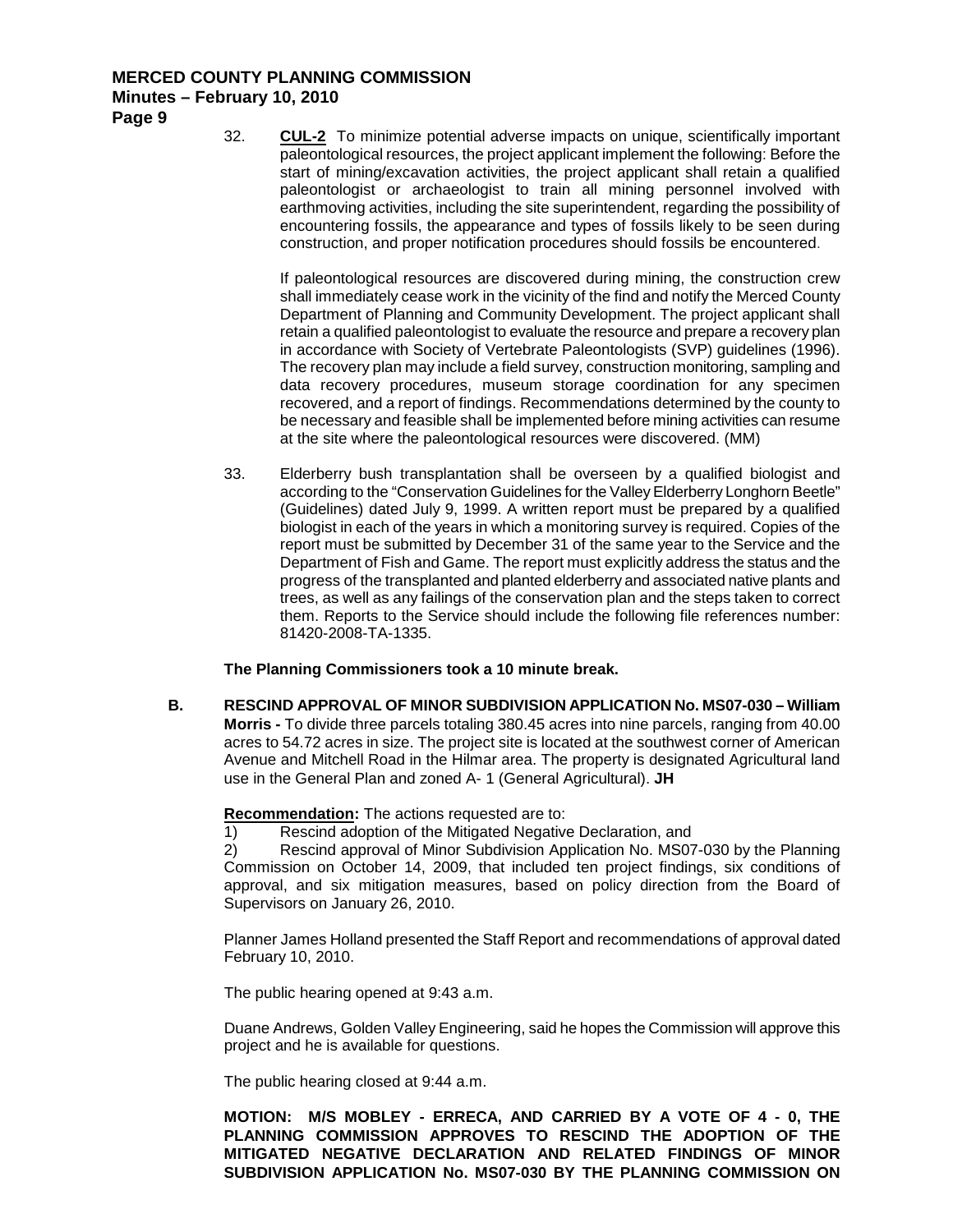32. **CUL-2** To minimize potential adverse impacts on unique, scientifically important paleontological resources, the project applicant implement the following: Before the start of mining/excavation activities, the project applicant shall retain a qualified paleontologist or archaeologist to train all mining personnel involved with earthmoving activities, including the site superintendent, regarding the possibility of encountering fossils, the appearance and types of fossils likely to be seen during construction, and proper notification procedures should fossils be encountered.

    If paleontological resources are discovered during mining, the construction crew shall immediately cease work in the vicinity of the find and notify the Merced County Department of Planning and Community Development. The project applicant shall retain a qualified paleontologist to evaluate the resource and prepare a recovery plan in accordance with Society of Vertebrate Paleontologists (SVP) guidelines (1996). The recovery plan may include a field survey, construction monitoring, sampling and data recovery procedures, museum storage coordination for any specimen recovered, and a report of findings. Recommendations determined by the county to be necessary and feasible shall be implemented before mining activities can resume at the site where the paleontological resources were discovered. (MM)

33. Elderberry bush transplantation shall be overseen by a qualified biologist and according to the "Conservation Guidelines for the Valley Elderberry Longhorn Beetle" (Guidelines) dated July 9, 1999. A written report must be prepared by a qualified biologist in each of the years in which a monitoring survey is required. Copies of the report must be submitted by December 31 of the same year to the Service and the Department of Fish and Game. The report must explicitly address the status and the progress of the transplanted and planted elderberry and associated native plants and trees, as well as any failings of the conservation plan and the steps taken to correct them. Reports to the Service should include the following file references number: 81420-2008-TA-1335.

**The Planning Commissioners took a 10 minute break.**

**B. RESCIND APPROVAL OF MINOR SUBDIVISION APPLICATION No. MS07-030 – William Morris -** To divide three parcels totaling 380.45 acres into nine parcels, ranging from 40.00 acres to 54.72 acres in size. The project site is located at the southwest corner of American Avenue and Mitchell Road in the Hilmar area. The property is designated Agricultural land use in the General Plan and zoned A- 1 (General Agricultural). **JH**

**Recommendation:** The actions requested are to:

1) Rescind adoption of the Mitigated Negative Declaration, and

2) Rescind approval of Minor Subdivision Application No. MS07-030 by the Planning Commission on October 14, 2009, that included ten project findings, six conditions of approval, and six mitigation measures, based on policy direction from the Board of Supervisors on January 26, 2010.

Planner James Holland presented the Staff Report and recommendations of approval dated February 10, 2010.

The public hearing opened at 9:43 a.m.

Duane Andrews, Golden Valley Engineering, said he hopes the Commission will approve this project and he is available for questions.

The public hearing closed at 9:44 a.m.

**MOTION: M/S MOBLEY - ERRECA, AND CARRIED BY A VOTE OF 4 - 0, THE PLANNING COMMISSION APPROVES TO RESCIND THE ADOPTION OF THE MITIGATED NEGATIVE DECLARATION AND RELATED FINDINGS OF MINOR SUBDIVISION APPLICATION No. MS07-030 BY THE PLANNING COMMISSION ON**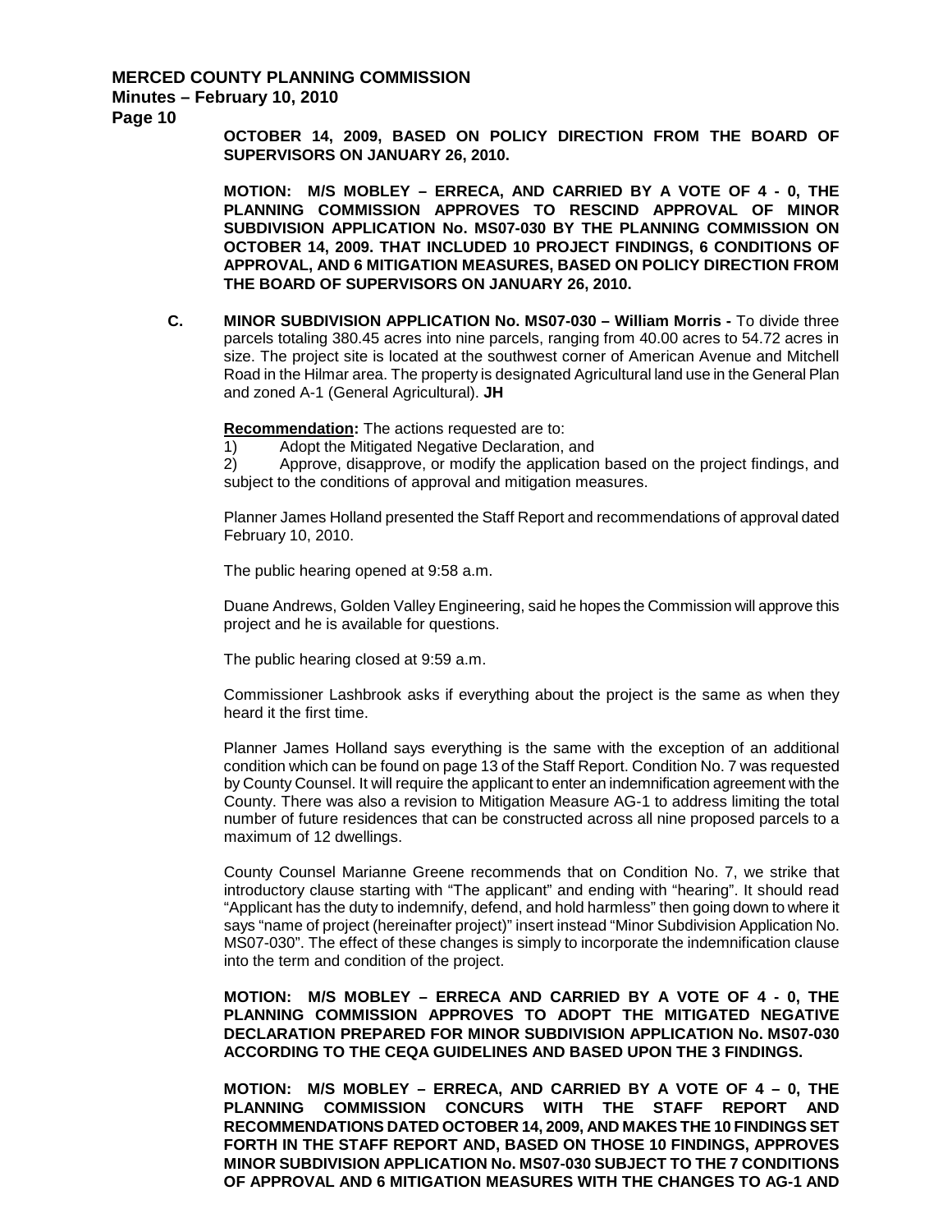**OCTOBER 14, 2009, BASED ON POLICY DIRECTION FROM THE BOARD OF SUPERVISORS ON JANUARY 26, 2010.**

**MOTION: M/S MOBLEY – ERRECA, AND CARRIED BY A VOTE OF 4 - 0, THE PLANNING COMMISSION APPROVES TO RESCIND APPROVAL OF MINOR SUBDIVISION APPLICATION No. MS07-030 BY THE PLANNING COMMISSION ON OCTOBER 14, 2009. THAT INCLUDED 10 PROJECT FINDINGS, 6 CONDITIONS OF APPROVAL, AND 6 MITIGATION MEASURES, BASED ON POLICY DIRECTION FROM THE BOARD OF SUPERVISORS ON JANUARY 26, 2010.**

**C. MINOR SUBDIVISION APPLICATION No. MS07-030 – William Morris -** To divide three parcels totaling 380.45 acres into nine parcels, ranging from 40.00 acres to 54.72 acres in size. The project site is located at the southwest corner of American Avenue and Mitchell Road in the Hilmar area. The property is designated Agricultural land use in the General Plan and zoned A-1 (General Agricultural). **JH**

**Recommendation:** The actions requested are to:

1) Adopt the Mitigated Negative Declaration, and
2) Approve, disapprove, or modify the application based on the project findings, and subject to the conditions of approval and mitigation measures.

Planner James Holland presented the Staff Report and recommendations of approval dated February 10, 2010.

The public hearing opened at 9:58 a.m.

Duane Andrews, Golden Valley Engineering, said he hopes the Commission will approve this project and he is available for questions.

The public hearing closed at 9:59 a.m.

Commissioner Lashbrook asks if everything about the project is the same as when they heard it the first time.

Planner James Holland says everything is the same with the exception of an additional condition which can be found on page 13 of the Staff Report. Condition No. 7 was requested by County Counsel. It will require the applicant to enter an indemnification agreement with the County. There was also a revision to Mitigation Measure AG-1 to address limiting the total number of future residences that can be constructed across all nine proposed parcels to a maximum of 12 dwellings.

County Counsel Marianne Greene recommends that on Condition No. 7, we strike that introductory clause starting with "The applicant" and ending with "hearing". It should read "Applicant has the duty to indemnify, defend, and hold harmless" then going down to where it says "name of project (hereinafter project)" insert instead "Minor Subdivision Application No. MS07-030". The effect of these changes is simply to incorporate the indemnification clause into the term and condition of the project.

**MOTION: M/S MOBLEY – ERRECA AND CARRIED BY A VOTE OF 4 - 0, THE PLANNING COMMISSION APPROVES TO ADOPT THE MITIGATED NEGATIVE DECLARATION PREPARED FOR MINOR SUBDIVISION APPLICATION No. MS07-030 ACCORDING TO THE CEQA GUIDELINES AND BASED UPON THE 3 FINDINGS.**

**MOTION: M/S MOBLEY – ERRECA, AND CARRIED BY A VOTE OF 4 – 0, THE PLANNING COMMISSION CONCURS WITH THE STAFF REPORT AND RECOMMENDATIONS DATED OCTOBER 14, 2009, AND MAKES THE 10 FINDINGS SET FORTH IN THE STAFF REPORT AND, BASED ON THOSE 10 FINDINGS, APPROVES MINOR SUBDIVISION APPLICATION No. MS07-030 SUBJECT TO THE 7 CONDITIONS OF APPROVAL AND 6 MITIGATION MEASURES WITH THE CHANGES TO AG-1 AND**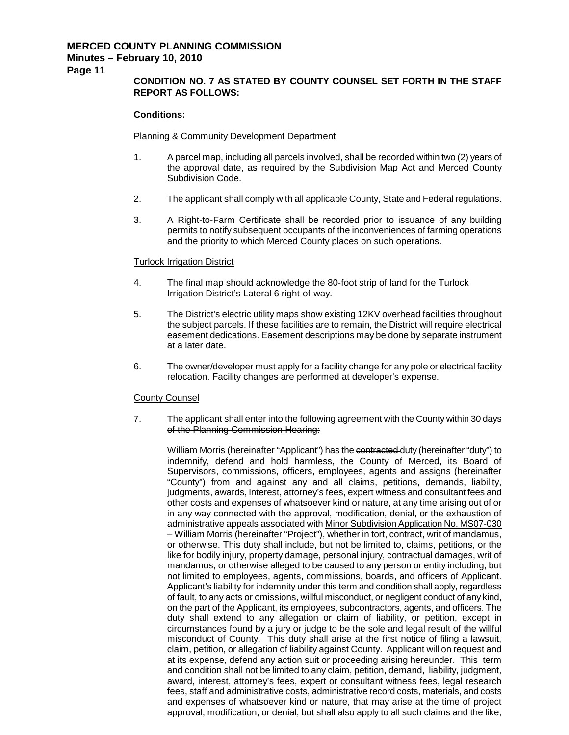**CONDITION NO. 7 AS STATED BY COUNTY COUNSEL SET FORTH IN THE STAFF REPORT AS FOLLOWS:**

**Conditions:**

Planning & Community Development Department

1. A parcel map, including all parcels involved, shall be recorded within two (2) years of the approval date, as required by the Subdivision Map Act and Merced County Subdivision Code.

2. The applicant shall comply with all applicable County, State and Federal regulations.

3. A Right-to-Farm Certificate shall be recorded prior to issuance of any building permits to notify subsequent occupants of the inconveniences of farming operations and the priority to which Merced County places on such operations.

Turlock Irrigation District

4. The final map should acknowledge the 80-foot strip of land for the Turlock Irrigation District's Lateral 6 right-of-way.

5. The District's electric utility maps show existing 12KV overhead facilities throughout the subject parcels. If these facilities are to remain, the District will require electrical easement dedications. Easement descriptions may be done by separate instrument at a later date.

6. The owner/developer must apply for a facility change for any pole or electrical facility relocation. Facility changes are performed at developer's expense.

County Counsel

7. ~~The applicant shall enter into the following agreement with the County within 30 days of the Planning Commission Hearing:~~

   William Morris (hereinafter "Applicant") has the ~~contracted~~ duty (hereinafter "duty") to indemnify, defend and hold harmless, the County of Merced, its Board of Supervisors, commissions, officers, employees, agents and assigns (hereinafter "County") from and against any and all claims, petitions, demands, liability, judgments, awards, interest, attorney's fees, expert witness and consultant fees and other costs and expenses of whatsoever kind or nature, at any time arising out of or in any way connected with the approval, modification, denial, or the exhaustion of administrative appeals associated with Minor Subdivision Application No. MS07-030 – William Morris (hereinafter "Project"), whether in tort, contract, writ of mandamus, or otherwise. This duty shall include, but not be limited to, claims, petitions, or the like for bodily injury, property damage, personal injury, contractual damages, writ of mandamus, or otherwise alleged to be caused to any person or entity including, but not limited to employees, agents, commissions, boards, and officers of Applicant. Applicant's liability for indemnity under this term and condition shall apply, regardless of fault, to any acts or omissions, willful misconduct, or negligent conduct of any kind, on the part of the Applicant, its employees, subcontractors, agents, and officers. The duty shall extend to any allegation or claim of liability, or petition, except in circumstances found by a jury or judge to be the sole and legal result of the willful misconduct of County. This duty shall arise at the first notice of filing a lawsuit, claim, petition, or allegation of liability against County. Applicant will on request and at its expense, defend any action suit or proceeding arising hereunder. This term and condition shall not be limited to any claim, petition, demand, liability, judgment, award, interest, attorney's fees, expert or consultant witness fees, legal research fees, staff and administrative costs, administrative record costs, materials, and costs and expenses of whatsoever kind or nature, that may arise at the time of project approval, modification, or denial, but shall also apply to all such claims and the like,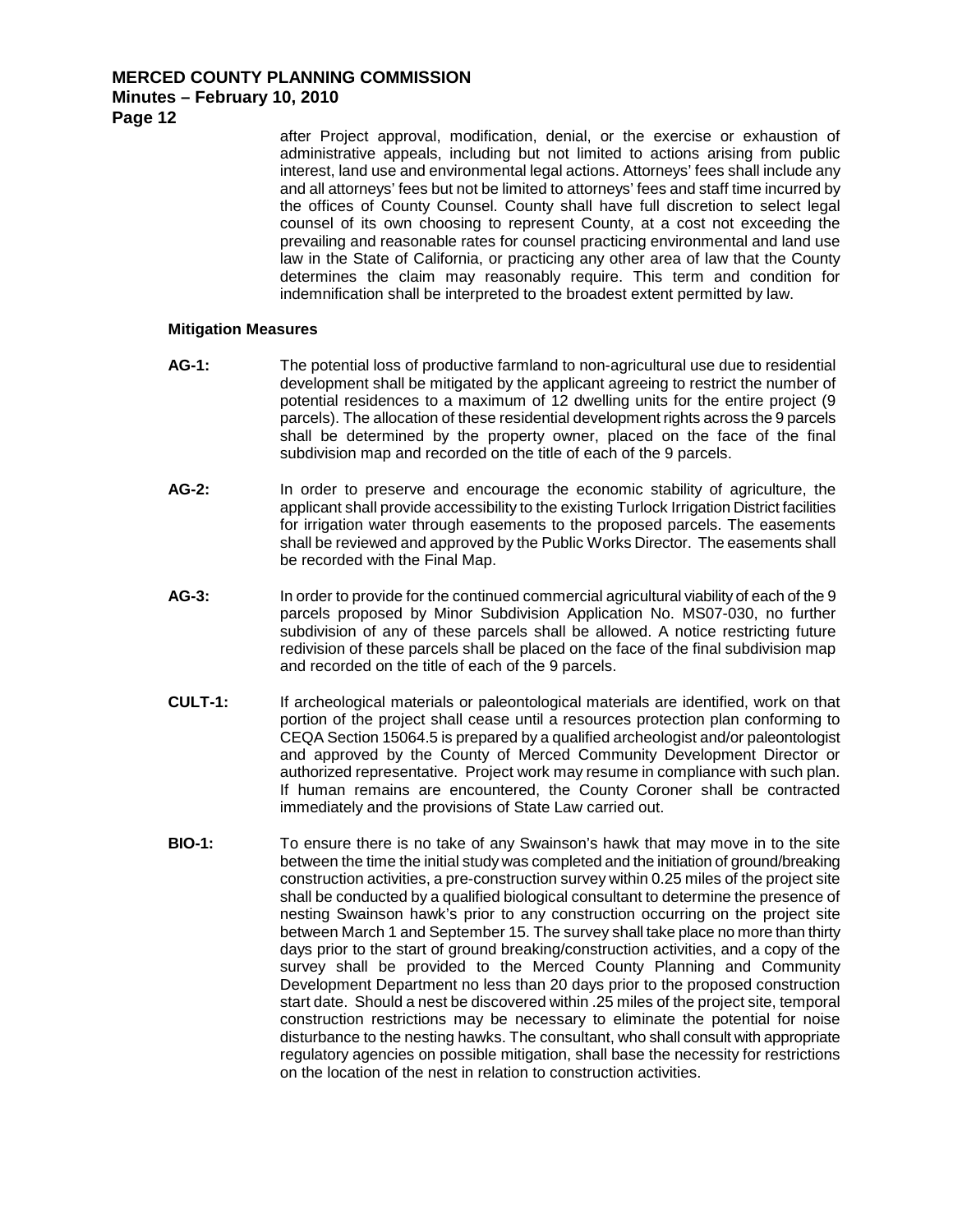after Project approval, modification, denial, or the exercise or exhaustion of administrative appeals, including but not limited to actions arising from public interest, land use and environmental legal actions. Attorneys' fees shall include any and all attorneys' fees but not be limited to attorneys' fees and staff time incurred by the offices of County Counsel. County shall have full discretion to select legal counsel of its own choosing to represent County, at a cost not exceeding the prevailing and reasonable rates for counsel practicing environmental and land use law in the State of California, or practicing any other area of law that the County determines the claim may reasonably require. This term and condition for indemnification shall be interpreted to the broadest extent permitted by law.

**Mitigation Measures**

**AG-1:** The potential loss of productive farmland to non-agricultural use due to residential development shall be mitigated by the applicant agreeing to restrict the number of potential residences to a maximum of 12 dwelling units for the entire project (9 parcels). The allocation of these residential development rights across the 9 parcels shall be determined by the property owner, placed on the face of the final subdivision map and recorded on the title of each of the 9 parcels.

**AG-2:** In order to preserve and encourage the economic stability of agriculture, the applicant shall provide accessibility to the existing Turlock Irrigation District facilities for irrigation water through easements to the proposed parcels. The easements shall be reviewed and approved by the Public Works Director. The easements shall be recorded with the Final Map.

**AG-3:** In order to provide for the continued commercial agricultural viability of each of the 9 parcels proposed by Minor Subdivision Application No. MS07-030, no further subdivision of any of these parcels shall be allowed. A notice restricting future redivision of these parcels shall be placed on the face of the final subdivision map and recorded on the title of each of the 9 parcels.

**CULT-1:** If archeological materials or paleontological materials are identified, work on that portion of the project shall cease until a resources protection plan conforming to CEQA Section 15064.5 is prepared by a qualified archeologist and/or paleontologist and approved by the County of Merced Community Development Director or authorized representative. Project work may resume in compliance with such plan. If human remains are encountered, the County Coroner shall be contracted immediately and the provisions of State Law carried out.

**BIO-1:** To ensure there is no take of any Swainson's hawk that may move in to the site between the time the initial study was completed and the initiation of ground/breaking construction activities, a pre-construction survey within 0.25 miles of the project site shall be conducted by a qualified biological consultant to determine the presence of nesting Swainson hawk's prior to any construction occurring on the project site between March 1 and September 15. The survey shall take place no more than thirty days prior to the start of ground breaking/construction activities, and a copy of the survey shall be provided to the Merced County Planning and Community Development Department no less than 20 days prior to the proposed construction start date. Should a nest be discovered within .25 miles of the project site, temporal construction restrictions may be necessary to eliminate the potential for noise disturbance to the nesting hawks. The consultant, who shall consult with appropriate regulatory agencies on possible mitigation, shall base the necessity for restrictions on the location of the nest in relation to construction activities.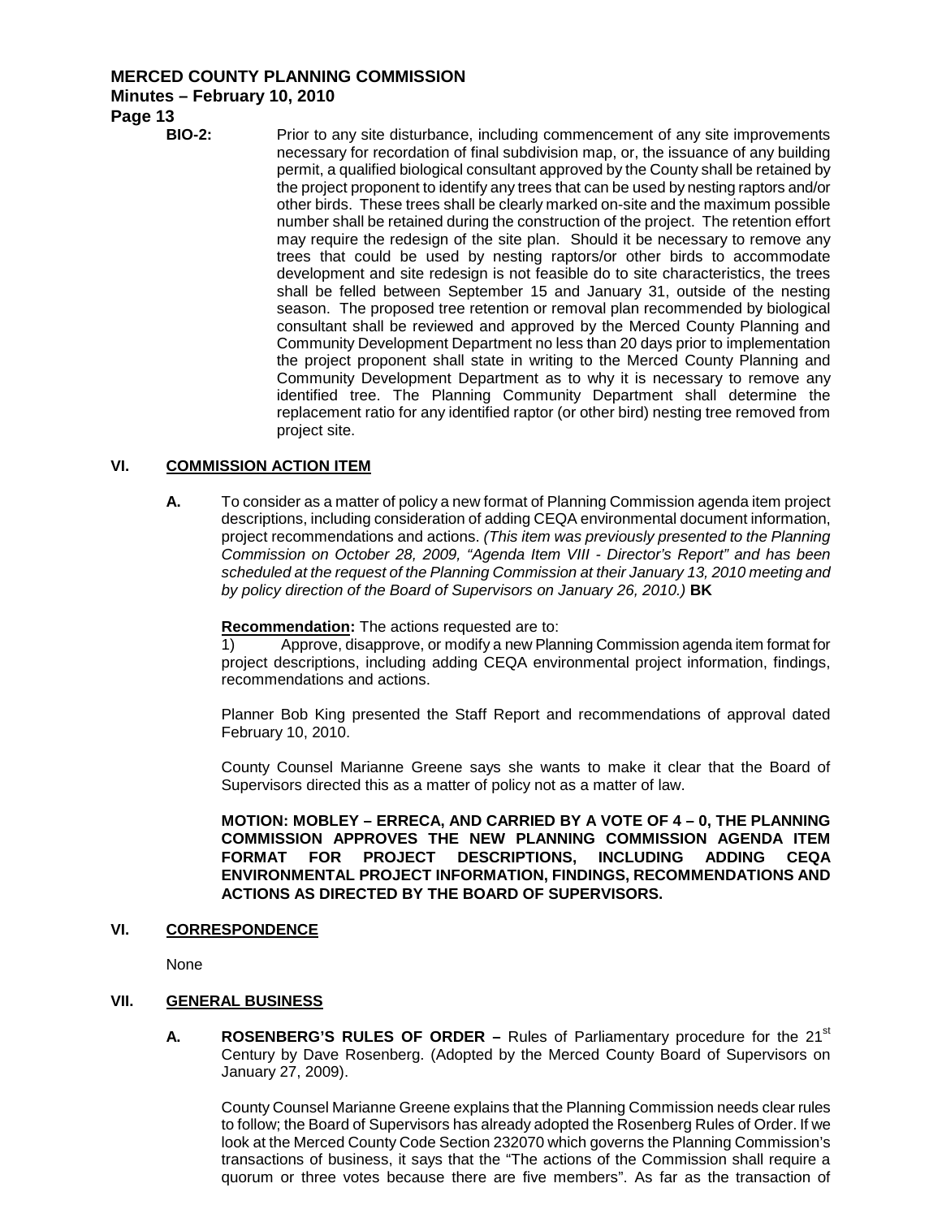**BIO-2:** Prior to any site disturbance, including commencement of any site improvements necessary for recordation of final subdivision map, or, the issuance of any building permit, a qualified biological consultant approved by the County shall be retained by the project proponent to identify any trees that can be used by nesting raptors and/or other birds. These trees shall be clearly marked on-site and the maximum possible number shall be retained during the construction of the project. The retention effort may require the redesign of the site plan. Should it be necessary to remove any trees that could be used by nesting raptors/or other birds to accommodate development and site redesign is not feasible do to site characteristics, the trees shall be felled between September 15 and January 31, outside of the nesting season. The proposed tree retention or removal plan recommended by biological consultant shall be reviewed and approved by the Merced County Planning and Community Development Department no less than 20 days prior to implementation the project proponent shall state in writing to the Merced County Planning and Community Development Department as to why it is necessary to remove any identified tree. The Planning Community Department shall determine the replacement ratio for any identified raptor (or other bird) nesting tree removed from project site.

## VI. COMMISSION ACTION ITEM

**A.** To consider as a matter of policy a new format of Planning Commission agenda item project descriptions, including consideration of adding CEQA environmental document information, project recommendations and actions. *(This item was previously presented to the Planning Commission on October 28, 2009, "Agenda Item VIII - Director's Report" and has been scheduled at the request of the Planning Commission at their January 13, 2010 meeting and by policy direction of the Board of Supervisors on January 26, 2010.)* **BK**

**Recommendation:** The actions requested are to:

1) Approve, disapprove, or modify a new Planning Commission agenda item format for project descriptions, including adding CEQA environmental project information, findings, recommendations and actions.

Planner Bob King presented the Staff Report and recommendations of approval dated February 10, 2010.

County Counsel Marianne Greene says she wants to make it clear that the Board of Supervisors directed this as a matter of policy not as a matter of law.

**MOTION: MOBLEY – ERRECA, AND CARRIED BY A VOTE OF 4 – 0, THE PLANNING COMMISSION APPROVES THE NEW PLANNING COMMISSION AGENDA ITEM FORMAT FOR PROJECT DESCRIPTIONS, INCLUDING ADDING CEQA ENVIRONMENTAL PROJECT INFORMATION, FINDINGS, RECOMMENDATIONS AND ACTIONS AS DIRECTED BY THE BOARD OF SUPERVISORS.**

## VI. CORRESPONDENCE

None

## VII. GENERAL BUSINESS

**A. ROSENBERG'S RULES OF ORDER –** Rules of Parliamentary procedure for the 21st Century by Dave Rosenberg. (Adopted by the Merced County Board of Supervisors on January 27, 2009).

County Counsel Marianne Greene explains that the Planning Commission needs clear rules to follow; the Board of Supervisors has already adopted the Rosenberg Rules of Order. If we look at the Merced County Code Section 232070 which governs the Planning Commission's transactions of business, it says that the "The actions of the Commission shall require a quorum or three votes because there are five members". As far as the transaction of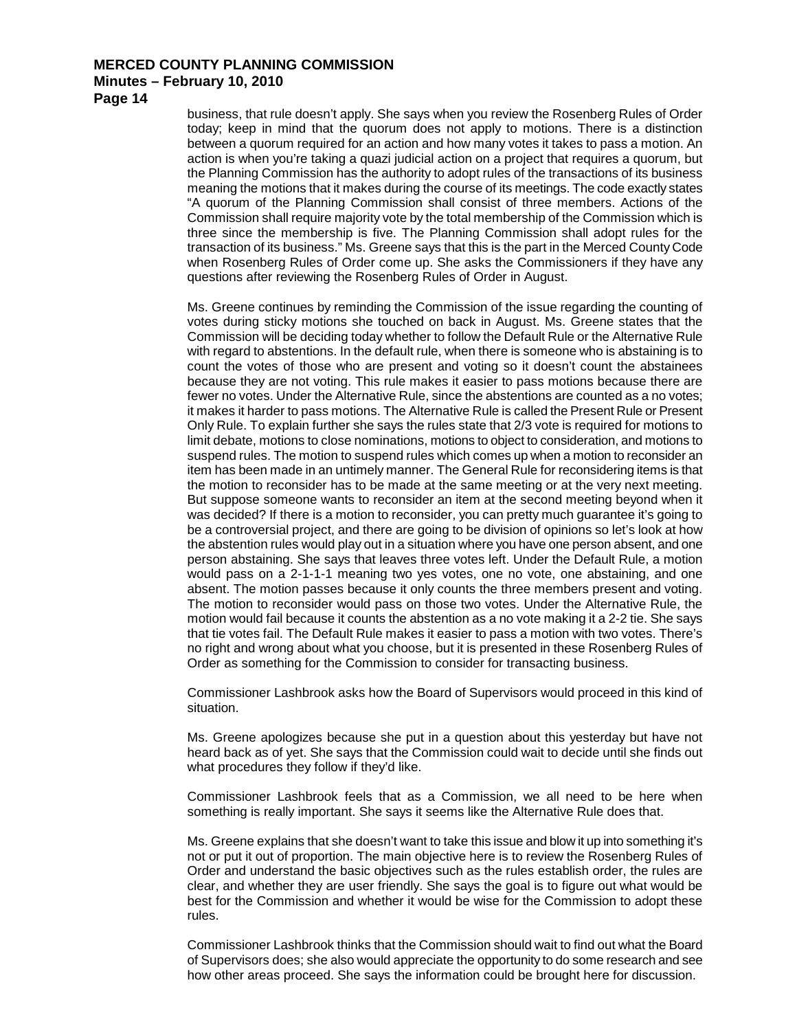business, that rule doesn't apply. She says when you review the Rosenberg Rules of Order today; keep in mind that the quorum does not apply to motions. There is a distinction between a quorum required for an action and how many votes it takes to pass a motion. An action is when you're taking a quazi judicial action on a project that requires a quorum, but the Planning Commission has the authority to adopt rules of the transactions of its business meaning the motions that it makes during the course of its meetings. The code exactly states "A quorum of the Planning Commission shall consist of three members. Actions of the Commission shall require majority vote by the total membership of the Commission which is three since the membership is five. The Planning Commission shall adopt rules for the transaction of its business." Ms. Greene says that this is the part in the Merced County Code when Rosenberg Rules of Order come up. She asks the Commissioners if they have any questions after reviewing the Rosenberg Rules of Order in August.

Ms. Greene continues by reminding the Commission of the issue regarding the counting of votes during sticky motions she touched on back in August. Ms. Greene states that the Commission will be deciding today whether to follow the Default Rule or the Alternative Rule with regard to abstentions. In the default rule, when there is someone who is abstaining is to count the votes of those who are present and voting so it doesn't count the abstainees because they are not voting. This rule makes it easier to pass motions because there are fewer no votes. Under the Alternative Rule, since the abstentions are counted as a no votes; it makes it harder to pass motions. The Alternative Rule is called the Present Rule or Present Only Rule. To explain further she says the rules state that 2/3 vote is required for motions to limit debate, motions to close nominations, motions to object to consideration, and motions to suspend rules. The motion to suspend rules which comes up when a motion to reconsider an item has been made in an untimely manner. The General Rule for reconsidering items is that the motion to reconsider has to be made at the same meeting or at the very next meeting. But suppose someone wants to reconsider an item at the second meeting beyond when it was decided? If there is a motion to reconsider, you can pretty much guarantee it's going to be a controversial project, and there are going to be division of opinions so let's look at how the abstention rules would play out in a situation where you have one person absent, and one person abstaining. She says that leaves three votes left. Under the Default Rule, a motion would pass on a 2-1-1-1 meaning two yes votes, one no vote, one abstaining, and one absent. The motion passes because it only counts the three members present and voting. The motion to reconsider would pass on those two votes. Under the Alternative Rule, the motion would fail because it counts the abstention as a no vote making it a 2-2 tie. She says that tie votes fail. The Default Rule makes it easier to pass a motion with two votes. There's no right and wrong about what you choose, but it is presented in these Rosenberg Rules of Order as something for the Commission to consider for transacting business.

Commissioner Lashbrook asks how the Board of Supervisors would proceed in this kind of situation.

Ms. Greene apologizes because she put in a question about this yesterday but have not heard back as of yet. She says that the Commission could wait to decide until she finds out what procedures they follow if they'd like.

Commissioner Lashbrook feels that as a Commission, we all need to be here when something is really important. She says it seems like the Alternative Rule does that.

Ms. Greene explains that she doesn't want to take this issue and blow it up into something it's not or put it out of proportion. The main objective here is to review the Rosenberg Rules of Order and understand the basic objectives such as the rules establish order, the rules are clear, and whether they are user friendly. She says the goal is to figure out what would be best for the Commission and whether it would be wise for the Commission to adopt these rules.

Commissioner Lashbrook thinks that the Commission should wait to find out what the Board of Supervisors does; she also would appreciate the opportunity to do some research and see how other areas proceed. She says the information could be brought here for discussion.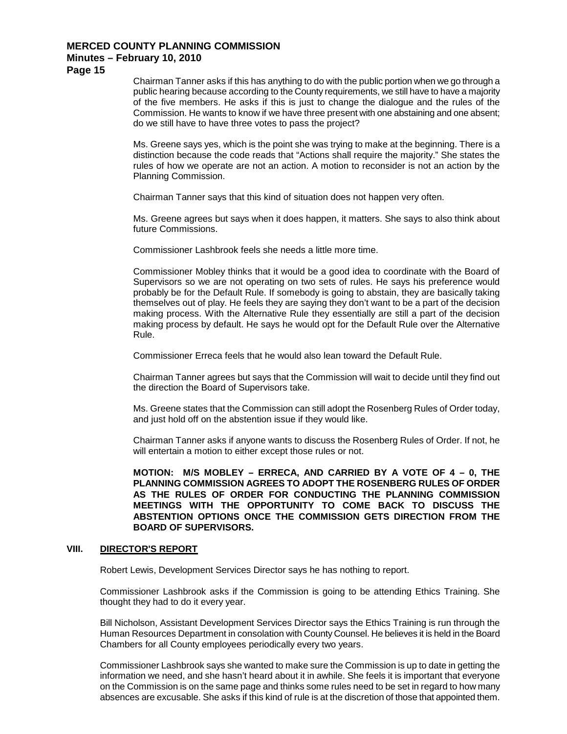Chairman Tanner asks if this has anything to do with the public portion when we go through a public hearing because according to the County requirements, we still have to have a majority of the five members. He asks if this is just to change the dialogue and the rules of the Commission. He wants to know if we have three present with one abstaining and one absent; do we still have to have three votes to pass the project?

Ms. Greene says yes, which is the point she was trying to make at the beginning. There is a distinction because the code reads that "Actions shall require the majority." She states the rules of how we operate are not an action. A motion to reconsider is not an action by the Planning Commission.

Chairman Tanner says that this kind of situation does not happen very often.

Ms. Greene agrees but says when it does happen, it matters. She says to also think about future Commissions.

Commissioner Lashbrook feels she needs a little more time.

Commissioner Mobley thinks that it would be a good idea to coordinate with the Board of Supervisors so we are not operating on two sets of rules. He says his preference would probably be for the Default Rule. If somebody is going to abstain, they are basically taking themselves out of play. He feels they are saying they don't want to be a part of the decision making process. With the Alternative Rule they essentially are still a part of the decision making process by default. He says he would opt for the Default Rule over the Alternative Rule.

Commissioner Erreca feels that he would also lean toward the Default Rule.

Chairman Tanner agrees but says that the Commission will wait to decide until they find out the direction the Board of Supervisors take.

Ms. Greene states that the Commission can still adopt the Rosenberg Rules of Order today, and just hold off on the abstention issue if they would like.

Chairman Tanner asks if anyone wants to discuss the Rosenberg Rules of Order. If not, he will entertain a motion to either except those rules or not.

**MOTION: M/S MOBLEY – ERRECA, AND CARRIED BY A VOTE OF 4 – 0, THE PLANNING COMMISSION AGREES TO ADOPT THE ROSENBERG RULES OF ORDER AS THE RULES OF ORDER FOR CONDUCTING THE PLANNING COMMISSION MEETINGS WITH THE OPPORTUNITY TO COME BACK TO DISCUSS THE ABSTENTION OPTIONS ONCE THE COMMISSION GETS DIRECTION FROM THE BOARD OF SUPERVISORS.**

## VIII. DIRECTOR'S REPORT

Robert Lewis, Development Services Director says he has nothing to report.

Commissioner Lashbrook asks if the Commission is going to be attending Ethics Training. She thought they had to do it every year.

Bill Nicholson, Assistant Development Services Director says the Ethics Training is run through the Human Resources Department in consolation with County Counsel. He believes it is held in the Board Chambers for all County employees periodically every two years.

Commissioner Lashbrook says she wanted to make sure the Commission is up to date in getting the information we need, and she hasn't heard about it in awhile. She feels it is important that everyone on the Commission is on the same page and thinks some rules need to be set in regard to how many absences are excusable. She asks if this kind of rule is at the discretion of those that appointed them.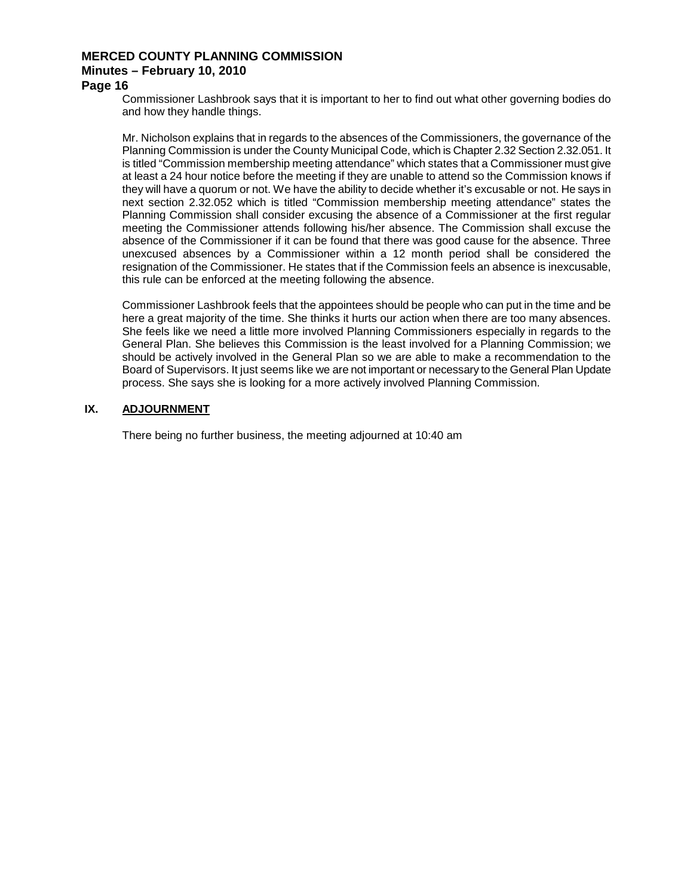Commissioner Lashbrook says that it is important to her to find out what other governing bodies do and how they handle things.

Mr. Nicholson explains that in regards to the absences of the Commissioners, the governance of the Planning Commission is under the County Municipal Code, which is Chapter 2.32 Section 2.32.051. It is titled "Commission membership meeting attendance" which states that a Commissioner must give at least a 24 hour notice before the meeting if they are unable to attend so the Commission knows if they will have a quorum or not. We have the ability to decide whether it's excusable or not. He says in next section 2.32.052 which is titled "Commission membership meeting attendance" states the Planning Commission shall consider excusing the absence of a Commissioner at the first regular meeting the Commissioner attends following his/her absence. The Commission shall excuse the absence of the Commissioner if it can be found that there was good cause for the absence. Three unexcused absences by a Commissioner within a 12 month period shall be considered the resignation of the Commissioner. He states that if the Commission feels an absence is inexcusable, this rule can be enforced at the meeting following the absence.

Commissioner Lashbrook feels that the appointees should be people who can put in the time and be here a great majority of the time. She thinks it hurts our action when there are too many absences. She feels like we need a little more involved Planning Commissioners especially in regards to the General Plan. She believes this Commission is the least involved for a Planning Commission; we should be actively involved in the General Plan so we are able to make a recommendation to the Board of Supervisors. It just seems like we are not important or necessary to the General Plan Update process. She says she is looking for a more actively involved Planning Commission.

## IX. ADJOURNMENT

There being no further business, the meeting adjourned at 10:40 am